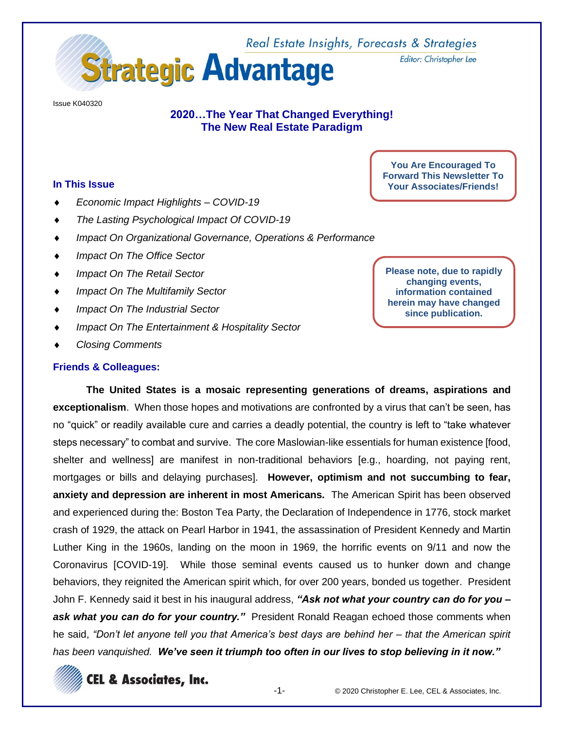# Strategic Advantage

Real Estate Insights, Forecasts & Strategies

Editor: Christopher Lee

Issue K040320

## 2020…The Year That Changed Everything!
## The New Real Estate Paradigm

**You Are Encouraged To Forward This Newsletter To Your Associates/Friends!**

### In This Issue

- *Economic Impact Highlights – COVID-19*
- *The Lasting Psychological Impact Of COVID-19*
- *Impact On Organizational Governance, Operations & Performance*
- *Impact On The Office Sector*
- *Impact On The Retail Sector*
- *Impact On The Multifamily Sector*
- *Impact On The Industrial Sector*
- *Impact On The Entertainment & Hospitality Sector*
- *Closing Comments*

**Please note, due to rapidly changing events, information contained herein may have changed since publication.**

### Friends & Colleagues:

**The United States is a mosaic representing generations of dreams, aspirations and exceptionalism**. When those hopes and motivations are confronted by a virus that can't be seen, has no "quick" or readily available cure and carries a deadly potential, the country is left to "take whatever steps necessary" to combat and survive. The core Maslowian-like essentials for human existence [food, shelter and wellness] are manifest in non-traditional behaviors [e.g., hoarding, not paying rent, mortgages or bills and delaying purchases]. **However, optimism and not succumbing to fear, anxiety and depression are inherent in most Americans.** The American Spirit has been observed and experienced during the: Boston Tea Party, the Declaration of Independence in 1776, stock market crash of 1929, the attack on Pearl Harbor in 1941, the assassination of President Kennedy and Martin Luther King in the 1960s, landing on the moon in 1969, the horrific events on 9/11 and now the Coronavirus [COVID-19]. While those seminal events caused us to hunker down and change behaviors, they reignited the American spirit which, for over 200 years, bonded us together. President John F. Kennedy said it best in his inaugural address, ***"Ask not what your country can do for you – ask what you can do for your country."*** President Ronald Reagan echoed those comments when he said, *"Don't let anyone tell you that America's best days are behind her – that the American spirit has been vanquished.* ***We've seen it triumph too often in our lives to stop believing in it now."***

CEL & Associates, Inc.

© 2020 Christopher E. Lee, CEL & Associates, Inc.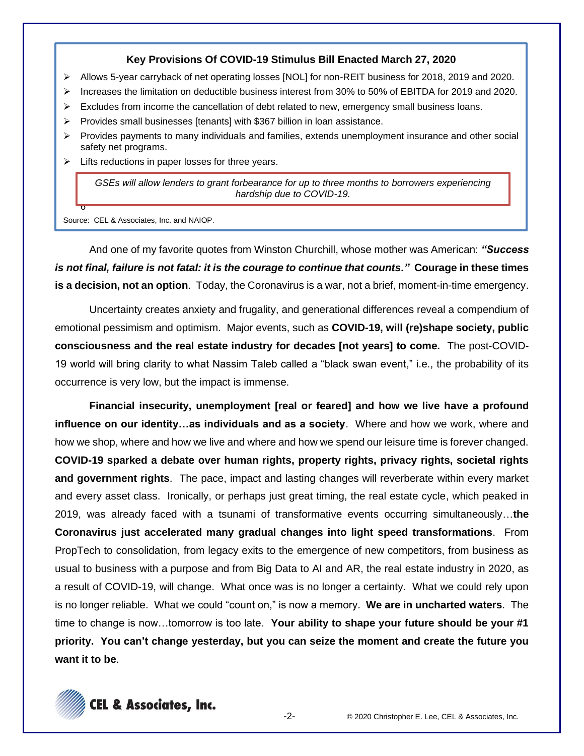**Key Provisions Of COVID-19 Stimulus Bill Enacted March 27, 2020**

- Allows 5-year carryback of net operating losses [NOL] for non-REIT business for 2018, 2019 and 2020.
- Increases the limitation on deductible business interest from 30% to 50% of EBITDA for 2019 and 2020.
- Excludes from income the cancellation of debt related to new, emergency small business loans.
- Provides small businesses [tenants] with $367 billion in loan assistance.
- Provides payments to many individuals and families, extends unemployment insurance and other social safety net programs.
- Lifts reductions in paper losses for three years.

*GSEs will allow lenders to grant forbearance for up to three months to borrowers experiencing hardship due to COVID-19.*

Source: CEL & Associates, Inc. and NAIOP.

And one of my favorite quotes from Winston Churchill, whose mother was American: ***"Success is not final, failure is not fatal: it is the courage to continue that counts."*** **Courage in these times is a decision, not an option**. Today, the Coronavirus is a war, not a brief, moment-in-time emergency.

Uncertainty creates anxiety and frugality, and generational differences reveal a compendium of emotional pessimism and optimism. Major events, such as **COVID-19, will (re)shape society, public consciousness and the real estate industry for decades [not years] to come.** The post-COVID-19 world will bring clarity to what Nassim Taleb called a "black swan event," i.e., the probability of its occurrence is very low, but the impact is immense.

**Financial insecurity, unemployment [real or feared] and how we live have a profound influence on our identity…as individuals and as a society**. Where and how we work, where and how we shop, where and how we live and where and how we spend our leisure time is forever changed. **COVID-19 sparked a debate over human rights, property rights, privacy rights, societal rights and government rights**. The pace, impact and lasting changes will reverberate within every market and every asset class. Ironically, or perhaps just great timing, the real estate cycle, which peaked in 2019, was already faced with a tsunami of transformative events occurring simultaneously…**the Coronavirus just accelerated many gradual changes into light speed transformations**. From PropTech to consolidation, from legacy exits to the emergence of new competitors, from business as usual to business with a purpose and from Big Data to AI and AR, the real estate industry in 2020, as a result of COVID-19, will change. What once was is no longer a certainty. What we could rely upon is no longer reliable. What we could "count on," is now a memory. **We are in uncharted waters**. The time to change is now…tomorrow is too late. **Your ability to shape your future should be your #1 priority. You can't change yesterday, but you can seize the moment and create the future you want it to be**.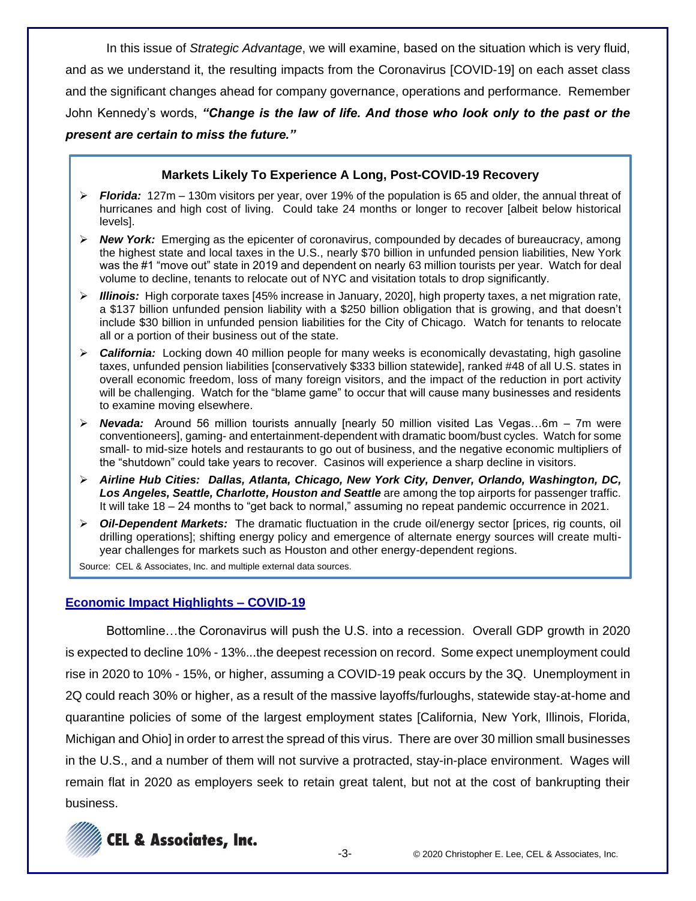In this issue of *Strategic Advantage*, we will examine, based on the situation which is very fluid, and as we understand it, the resulting impacts from the Coronavirus [COVID-19] on each asset class and the significant changes ahead for company governance, operations and performance. Remember John Kennedy's words, ***"Change is the law of life. And those who look only to the past or the present are certain to miss the future."***

**Markets Likely To Experience A Long, Post-COVID-19 Recovery**

- ***Florida:*** 127m – 130m visitors per year, over 19% of the population is 65 and older, the annual threat of hurricanes and high cost of living. Could take 24 months or longer to recover [albeit below historical levels].
- ***New York:*** Emerging as the epicenter of coronavirus, compounded by decades of bureaucracy, among the highest state and local taxes in the U.S., nearly $70 billion in unfunded pension liabilities, New York was the #1 "move out" state in 2019 and dependent on nearly 63 million tourists per year. Watch for deal volume to decline, tenants to relocate out of NYC and visitation totals to drop significantly.
- ***Illinois:*** High corporate taxes [45% increase in January, 2020], high property taxes, a net migration rate, a $137 billion unfunded pension liability with a $250 billion obligation that is growing, and that doesn't include $30 billion in unfunded pension liabilities for the City of Chicago. Watch for tenants to relocate all or a portion of their business out of the state.
- ***California:*** Locking down 40 million people for many weeks is economically devastating, high gasoline taxes, unfunded pension liabilities [conservatively $333 billion statewide], ranked #48 of all U.S. states in overall economic freedom, loss of many foreign visitors, and the impact of the reduction in port activity will be challenging. Watch for the "blame game" to occur that will cause many businesses and residents to examine moving elsewhere.
- ***Nevada:*** Around 56 million tourists annually [nearly 50 million visited Las Vegas…6m – 7m were conventioneers], gaming- and entertainment-dependent with dramatic boom/bust cycles. Watch for some small- to mid-size hotels and restaurants to go out of business, and the negative economic multipliers of the "shutdown" could take years to recover. Casinos will experience a sharp decline in visitors.
- ***Airline Hub Cities: Dallas, Atlanta, Chicago, New York City, Denver, Orlando, Washington, DC, Los Angeles, Seattle, Charlotte, Houston and Seattle*** are among the top airports for passenger traffic. It will take 18 – 24 months to "get back to normal," assuming no repeat pandemic occurrence in 2021.
- ***Oil-Dependent Markets:*** The dramatic fluctuation in the crude oil/energy sector [prices, rig counts, oil drilling operations]; shifting energy policy and emergence of alternate energy sources will create multi-year challenges for markets such as Houston and other energy-dependent regions.

Source: CEL & Associates, Inc. and multiple external data sources.

## Economic Impact Highlights – COVID-19

Bottomline…the Coronavirus will push the U.S. into a recession. Overall GDP growth in 2020 is expected to decline 10% - 13%...the deepest recession on record. Some expect unemployment could rise in 2020 to 10% - 15%, or higher, assuming a COVID-19 peak occurs by the 3Q. Unemployment in 2Q could reach 30% or higher, as a result of the massive layoffs/furloughs, statewide stay-at-home and quarantine policies of some of the largest employment states [California, New York, Illinois, Florida, Michigan and Ohio] in order to arrest the spread of this virus. There are over 30 million small businesses in the U.S., and a number of them will not survive a protracted, stay-in-place environment. Wages will remain flat in 2020 as employers seek to retain great talent, but not at the cost of bankrupting their business.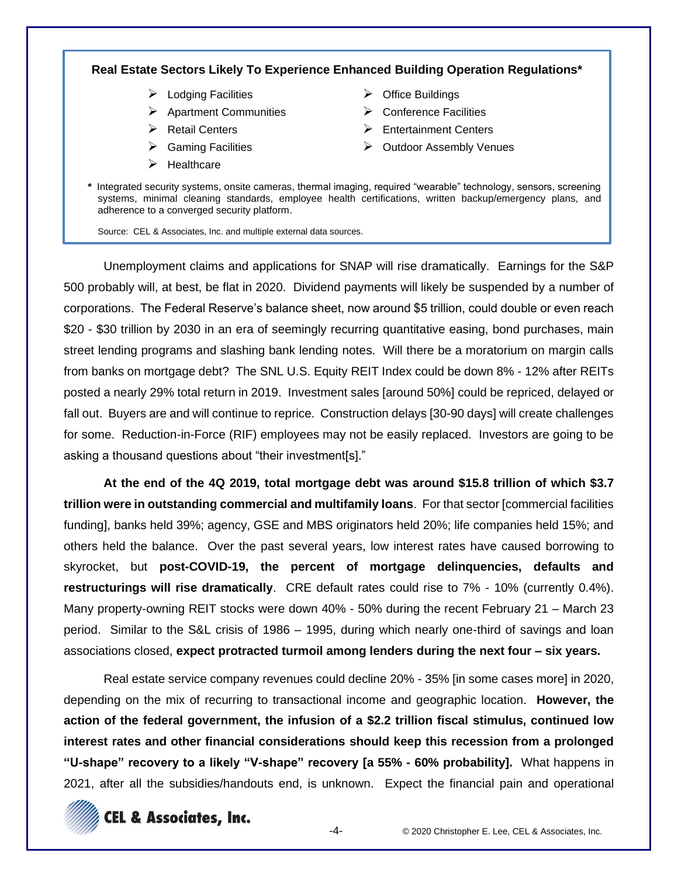**Real Estate Sectors Likely To Experience Enhanced Building Operation Regulations***

- Lodging Facilities
- Apartment Communities
- Retail Centers
- Gaming Facilities
- Healthcare
- Office Buildings
- Conference Facilities
- Entertainment Centers
- Outdoor Assembly Venues

\* Integrated security systems, onsite cameras, thermal imaging, required "wearable" technology, sensors, screening systems, minimal cleaning standards, employee health certifications, written backup/emergency plans, and adherence to a converged security platform.

Source: CEL & Associates, Inc. and multiple external data sources.

Unemployment claims and applications for SNAP will rise dramatically. Earnings for the S&P 500 probably will, at best, be flat in 2020. Dividend payments will likely be suspended by a number of corporations. The Federal Reserve's balance sheet, now around $5 trillion, could double or even reach $20 - $30 trillion by 2030 in an era of seemingly recurring quantitative easing, bond purchases, main street lending programs and slashing bank lending notes. Will there be a moratorium on margin calls from banks on mortgage debt? The SNL U.S. Equity REIT Index could be down 8% - 12% after REITs posted a nearly 29% total return in 2019. Investment sales [around 50%] could be repriced, delayed or fall out. Buyers are and will continue to reprice. Construction delays [30-90 days] will create challenges for some. Reduction-in-Force (RIF) employees may not be easily replaced. Investors are going to be asking a thousand questions about "their investment[s]."

**At the end of the 4Q 2019, total mortgage debt was around $15.8 trillion of which $3.7 trillion were in outstanding commercial and multifamily loans**. For that sector [commercial facilities funding], banks held 39%; agency, GSE and MBS originators held 20%; life companies held 15%; and others held the balance. Over the past several years, low interest rates have caused borrowing to skyrocket, but **post-COVID-19, the percent of mortgage delinquencies, defaults and restructurings will rise dramatically**. CRE default rates could rise to 7% - 10% (currently 0.4%). Many property-owning REIT stocks were down 40% - 50% during the recent February 21 – March 23 period. Similar to the S&L crisis of 1986 – 1995, during which nearly one-third of savings and loan associations closed, **expect protracted turmoil among lenders during the next four – six years.**

Real estate service company revenues could decline 20% - 35% [in some cases more] in 2020, depending on the mix of recurring to transactional income and geographic location. **However, the action of the federal government, the infusion of a $2.2 trillion fiscal stimulus, continued low interest rates and other financial considerations should keep this recession from a prolonged "U-shape" recovery to a likely "V-shape" recovery [a 55% - 60% probability].** What happens in 2021, after all the subsidies/handouts end, is unknown. Expect the financial pain and operational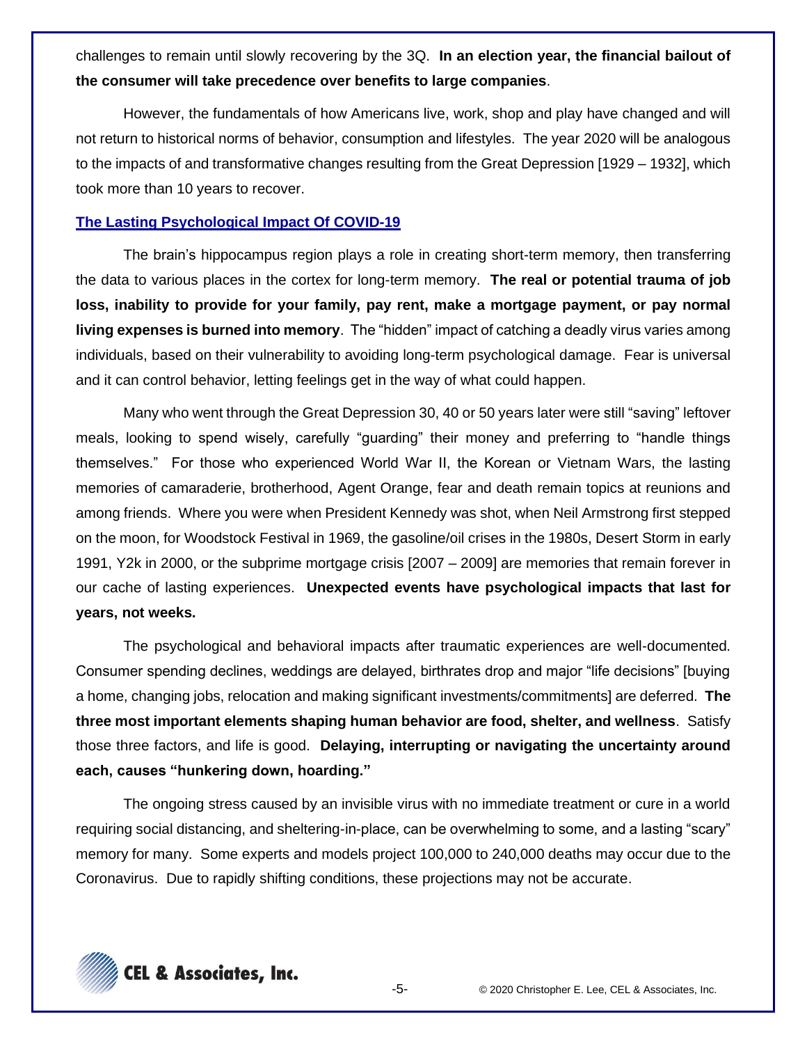challenges to remain until slowly recovering by the 3Q. **In an election year, the financial bailout of the consumer will take precedence over benefits to large companies**.

However, the fundamentals of how Americans live, work, shop and play have changed and will not return to historical norms of behavior, consumption and lifestyles. The year 2020 will be analogous to the impacts of and transformative changes resulting from the Great Depression [1929 – 1932], which took more than 10 years to recover.

## The Lasting Psychological Impact Of COVID-19

The brain's hippocampus region plays a role in creating short-term memory, then transferring the data to various places in the cortex for long-term memory. **The real or potential trauma of job loss, inability to provide for your family, pay rent, make a mortgage payment, or pay normal living expenses is burned into memory**. The "hidden" impact of catching a deadly virus varies among individuals, based on their vulnerability to avoiding long-term psychological damage. Fear is universal and it can control behavior, letting feelings get in the way of what could happen.

Many who went through the Great Depression 30, 40 or 50 years later were still "saving" leftover meals, looking to spend wisely, carefully "guarding" their money and preferring to "handle things themselves." For those who experienced World War II, the Korean or Vietnam Wars, the lasting memories of camaraderie, brotherhood, Agent Orange, fear and death remain topics at reunions and among friends. Where you were when President Kennedy was shot, when Neil Armstrong first stepped on the moon, for Woodstock Festival in 1969, the gasoline/oil crises in the 1980s, Desert Storm in early 1991, Y2k in 2000, or the subprime mortgage crisis [2007 – 2009] are memories that remain forever in our cache of lasting experiences. **Unexpected events have psychological impacts that last for years, not weeks.**

The psychological and behavioral impacts after traumatic experiences are well-documented. Consumer spending declines, weddings are delayed, birthrates drop and major "life decisions" [buying a home, changing jobs, relocation and making significant investments/commitments] are deferred. **The three most important elements shaping human behavior are food, shelter, and wellness**. Satisfy those three factors, and life is good. **Delaying, interrupting or navigating the uncertainty around each, causes "hunkering down, hoarding."**

The ongoing stress caused by an invisible virus with no immediate treatment or cure in a world requiring social distancing, and sheltering-in-place, can be overwhelming to some, and a lasting "scary" memory for many. Some experts and models project 100,000 to 240,000 deaths may occur due to the Coronavirus. Due to rapidly shifting conditions, these projections may not be accurate.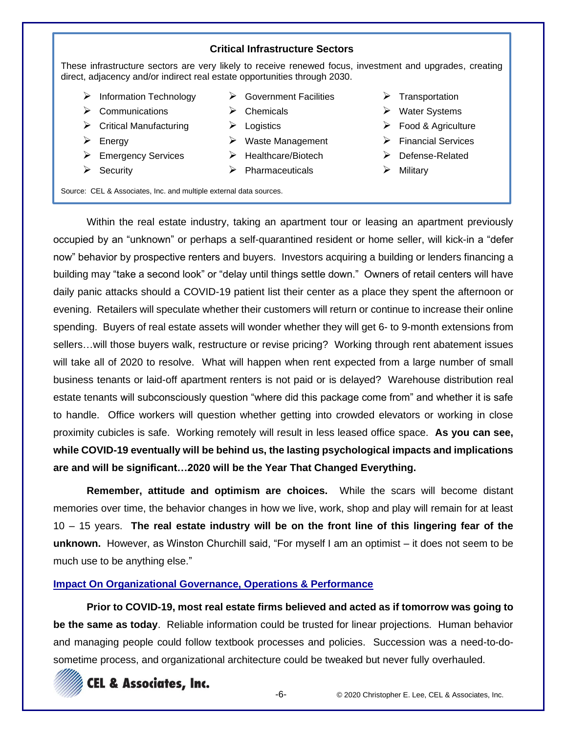**Critical Infrastructure Sectors**

These infrastructure sectors are very likely to receive renewed focus, investment and upgrades, creating direct, adjacency and/or indirect real estate opportunities through 2030.

- Information Technology
- Communications
- Critical Manufacturing
- Energy
- Emergency Services
- Security
- Government Facilities
- Chemicals
- Logistics
- Waste Management
- Healthcare/Biotech
- Pharmaceuticals
- Transportation
- Water Systems
- Food & Agriculture
- Financial Services
- Defense-Related
- Military

Source: CEL & Associates, Inc. and multiple external data sources.

Within the real estate industry, taking an apartment tour or leasing an apartment previously occupied by an "unknown" or perhaps a self-quarantined resident or home seller, will kick-in a "defer now" behavior by prospective renters and buyers. Investors acquiring a building or lenders financing a building may "take a second look" or "delay until things settle down." Owners of retail centers will have daily panic attacks should a COVID-19 patient list their center as a place they spent the afternoon or evening. Retailers will speculate whether their customers will return or continue to increase their online spending. Buyers of real estate assets will wonder whether they will get 6- to 9-month extensions from sellers…will those buyers walk, restructure or revise pricing? Working through rent abatement issues will take all of 2020 to resolve. What will happen when rent expected from a large number of small business tenants or laid-off apartment renters is not paid or is delayed? Warehouse distribution real estate tenants will subconsciously question "where did this package come from" and whether it is safe to handle. Office workers will question whether getting into crowded elevators or working in close proximity cubicles is safe. Working remotely will result in less leased office space. **As you can see, while COVID-19 eventually will be behind us, the lasting psychological impacts and implications are and will be significant…2020 will be the Year That Changed Everything.**

**Remember, attitude and optimism are choices.** While the scars will become distant memories over time, the behavior changes in how we live, work, shop and play will remain for at least 10 – 15 years. **The real estate industry will be on the front line of this lingering fear of the unknown.** However, as Winston Churchill said, "For myself I am an optimist – it does not seem to be much use to be anything else."

## Impact On Organizational Governance, Operations & Performance

**Prior to COVID-19, most real estate firms believed and acted as if tomorrow was going to be the same as today**. Reliable information could be trusted for linear projections. Human behavior and managing people could follow textbook processes and policies. Succession was a need-to-do-sometime process, and organizational architecture could be tweaked but never fully overhauled.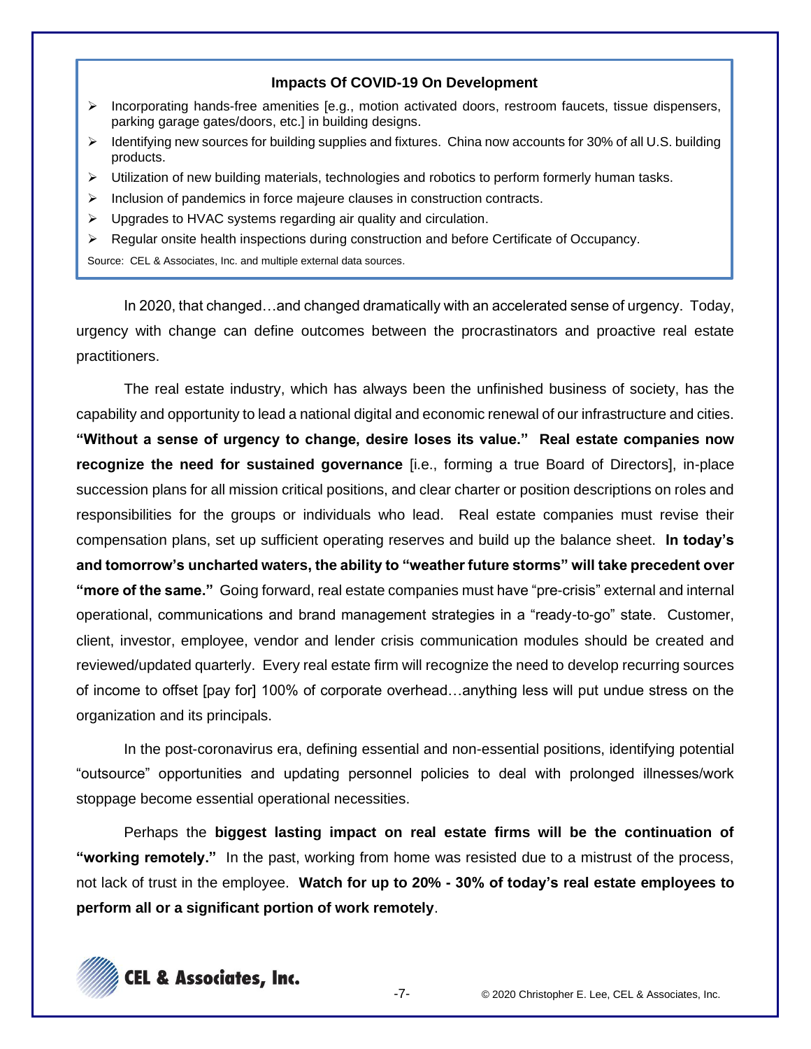**Impacts Of COVID-19 On Development**

- Incorporating hands-free amenities [e.g., motion activated doors, restroom faucets, tissue dispensers, parking garage gates/doors, etc.] in building designs.
- Identifying new sources for building supplies and fixtures. China now accounts for 30% of all U.S. building products.
- Utilization of new building materials, technologies and robotics to perform formerly human tasks.
- Inclusion of pandemics in force majeure clauses in construction contracts.
- Upgrades to HVAC systems regarding air quality and circulation.
- Regular onsite health inspections during construction and before Certificate of Occupancy.

Source: CEL & Associates, Inc. and multiple external data sources.

In 2020, that changed…and changed dramatically with an accelerated sense of urgency. Today, urgency with change can define outcomes between the procrastinators and proactive real estate practitioners.

The real estate industry, which has always been the unfinished business of society, has the capability and opportunity to lead a national digital and economic renewal of our infrastructure and cities. **"Without a sense of urgency to change, desire loses its value." Real estate companies now recognize the need for sustained governance** [i.e., forming a true Board of Directors], in-place succession plans for all mission critical positions, and clear charter or position descriptions on roles and responsibilities for the groups or individuals who lead. Real estate companies must revise their compensation plans, set up sufficient operating reserves and build up the balance sheet. **In today's and tomorrow's uncharted waters, the ability to "weather future storms" will take precedent over "more of the same."** Going forward, real estate companies must have "pre-crisis" external and internal operational, communications and brand management strategies in a "ready-to-go" state. Customer, client, investor, employee, vendor and lender crisis communication modules should be created and reviewed/updated quarterly. Every real estate firm will recognize the need to develop recurring sources of income to offset [pay for] 100% of corporate overhead…anything less will put undue stress on the organization and its principals.

In the post-coronavirus era, defining essential and non-essential positions, identifying potential "outsource" opportunities and updating personnel policies to deal with prolonged illnesses/work stoppage become essential operational necessities.

Perhaps the **biggest lasting impact on real estate firms will be the continuation of "working remotely."** In the past, working from home was resisted due to a mistrust of the process, not lack of trust in the employee. **Watch for up to 20% - 30% of today's real estate employees to perform all or a significant portion of work remotely**.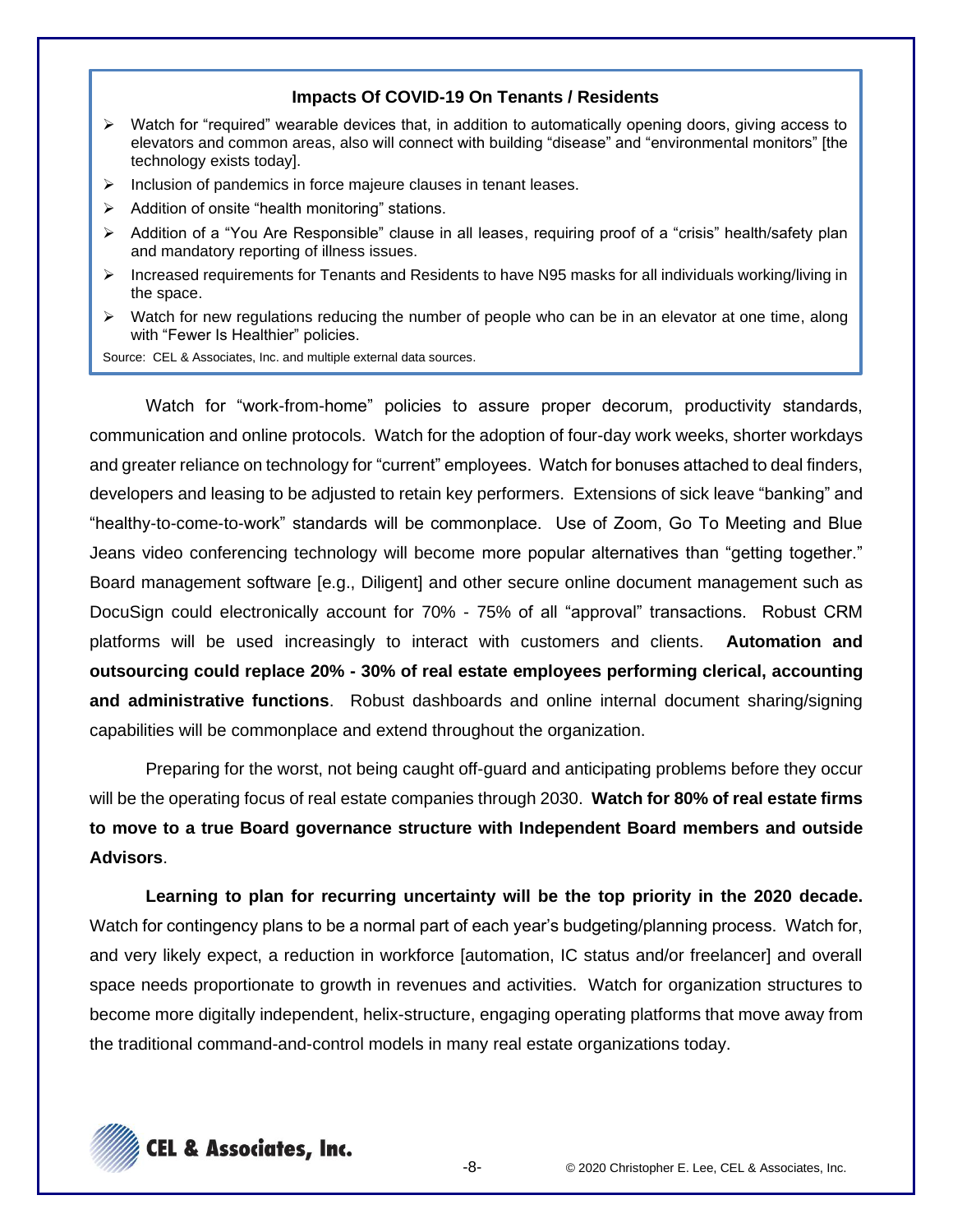**Impacts Of COVID-19 On Tenants / Residents**

- Watch for "required" wearable devices that, in addition to automatically opening doors, giving access to elevators and common areas, also will connect with building "disease" and "environmental monitors" [the technology exists today].
- Inclusion of pandemics in force majeure clauses in tenant leases.
- Addition of onsite "health monitoring" stations.
- Addition of a "You Are Responsible" clause in all leases, requiring proof of a "crisis" health/safety plan and mandatory reporting of illness issues.
- Increased requirements for Tenants and Residents to have N95 masks for all individuals working/living in the space.
- Watch for new regulations reducing the number of people who can be in an elevator at one time, along with "Fewer Is Healthier" policies.

Source: CEL & Associates, Inc. and multiple external data sources.

Watch for "work-from-home" policies to assure proper decorum, productivity standards, communication and online protocols. Watch for the adoption of four-day work weeks, shorter workdays and greater reliance on technology for "current" employees. Watch for bonuses attached to deal finders, developers and leasing to be adjusted to retain key performers. Extensions of sick leave "banking" and "healthy-to-come-to-work" standards will be commonplace. Use of Zoom, Go To Meeting and Blue Jeans video conferencing technology will become more popular alternatives than "getting together." Board management software [e.g., Diligent] and other secure online document management such as DocuSign could electronically account for 70% - 75% of all "approval" transactions. Robust CRM platforms will be used increasingly to interact with customers and clients. **Automation and outsourcing could replace 20% - 30% of real estate employees performing clerical, accounting and administrative functions**. Robust dashboards and online internal document sharing/signing capabilities will be commonplace and extend throughout the organization.

Preparing for the worst, not being caught off-guard and anticipating problems before they occur will be the operating focus of real estate companies through 2030. **Watch for 80% of real estate firms to move to a true Board governance structure with Independent Board members and outside Advisors**.

**Learning to plan for recurring uncertainty will be the top priority in the 2020 decade.** Watch for contingency plans to be a normal part of each year's budgeting/planning process. Watch for, and very likely expect, a reduction in workforce [automation, IC status and/or freelancer] and overall space needs proportionate to growth in revenues and activities. Watch for organization structures to become more digitally independent, helix-structure, engaging operating platforms that move away from the traditional command-and-control models in many real estate organizations today.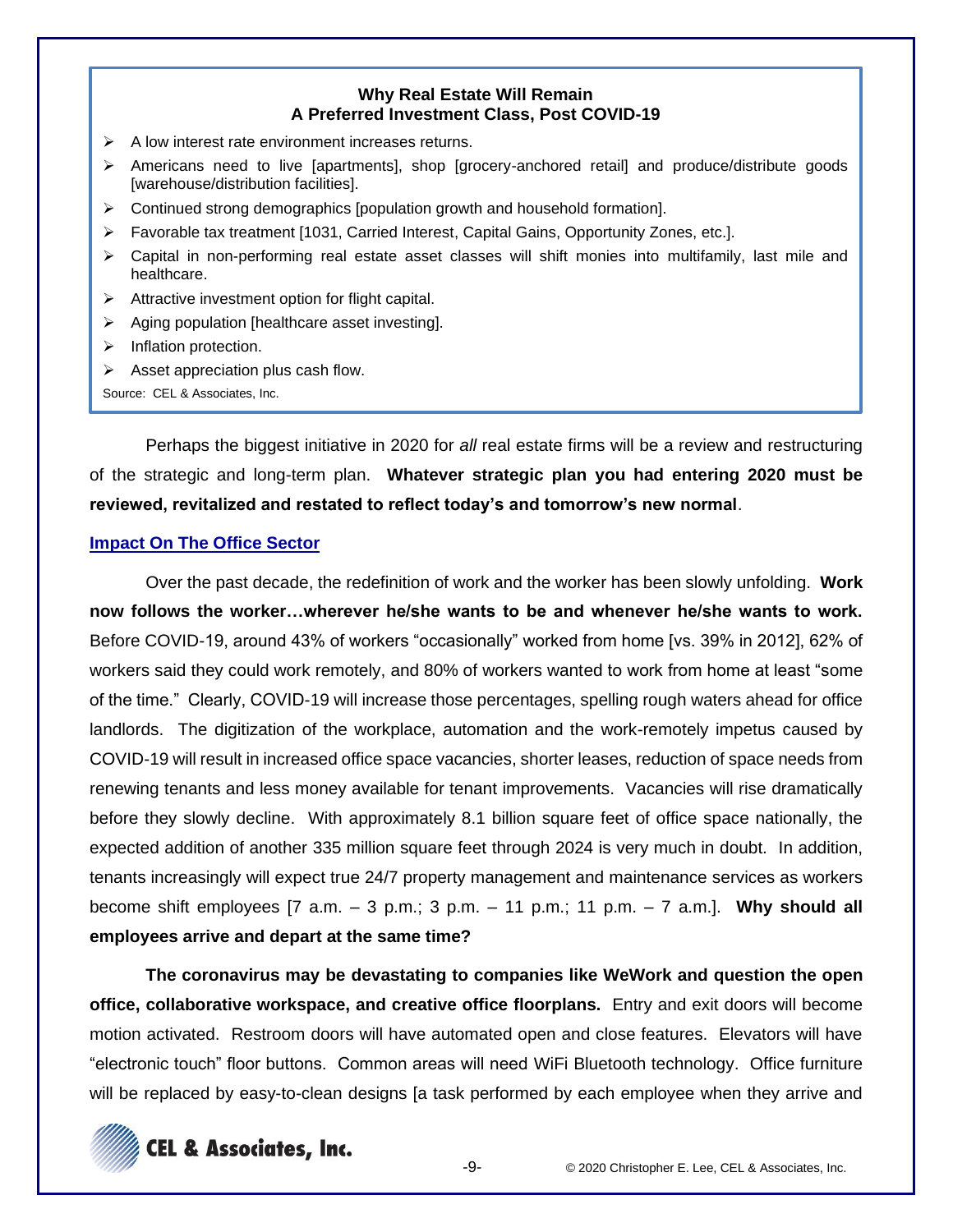**Why Real Estate Will Remain
A Preferred Investment Class, Post COVID-19**

- A low interest rate environment increases returns.
- Americans need to live [apartments], shop [grocery-anchored retail] and produce/distribute goods [warehouse/distribution facilities].
- Continued strong demographics [population growth and household formation].
- Favorable tax treatment [1031, Carried Interest, Capital Gains, Opportunity Zones, etc.].
- Capital in non-performing real estate asset classes will shift monies into multifamily, last mile and healthcare.
- Attractive investment option for flight capital.
- Aging population [healthcare asset investing].
- Inflation protection.
- Asset appreciation plus cash flow.

Source: CEL & Associates, Inc.

Perhaps the biggest initiative in 2020 for *all* real estate firms will be a review and restructuring of the strategic and long-term plan. **Whatever strategic plan you had entering 2020 must be reviewed, revitalized and restated to reflect today's and tomorrow's new normal**.

## Impact On The Office Sector

Over the past decade, the redefinition of work and the worker has been slowly unfolding. **Work now follows the worker…wherever he/she wants to be and whenever he/she wants to work.** Before COVID-19, around 43% of workers "occasionally" worked from home [vs. 39% in 2012], 62% of workers said they could work remotely, and 80% of workers wanted to work from home at least "some of the time." Clearly, COVID-19 will increase those percentages, spelling rough waters ahead for office landlords. The digitization of the workplace, automation and the work-remotely impetus caused by COVID-19 will result in increased office space vacancies, shorter leases, reduction of space needs from renewing tenants and less money available for tenant improvements. Vacancies will rise dramatically before they slowly decline. With approximately 8.1 billion square feet of office space nationally, the expected addition of another 335 million square feet through 2024 is very much in doubt. In addition, tenants increasingly will expect true 24/7 property management and maintenance services as workers become shift employees [7 a.m. – 3 p.m.; 3 p.m. – 11 p.m.; 11 p.m. – 7 a.m.]. **Why should all employees arrive and depart at the same time?**

**The coronavirus may be devastating to companies like WeWork and question the open office, collaborative workspace, and creative office floorplans.** Entry and exit doors will become motion activated. Restroom doors will have automated open and close features. Elevators will have "electronic touch" floor buttons. Common areas will need WiFi Bluetooth technology. Office furniture will be replaced by easy-to-clean designs [a task performed by each employee when they arrive and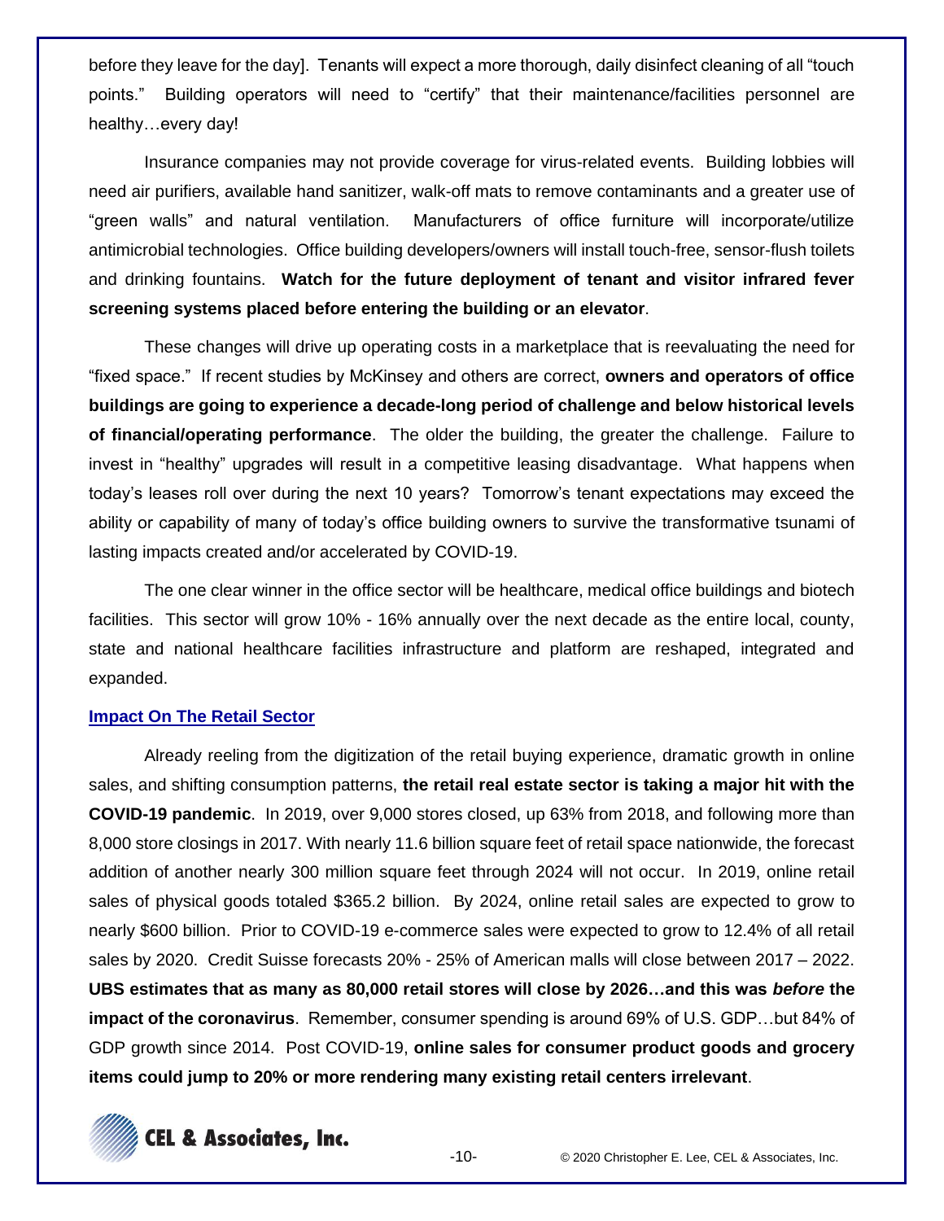before they leave for the day]. Tenants will expect a more thorough, daily disinfect cleaning of all "touch points." Building operators will need to "certify" that their maintenance/facilities personnel are healthy…every day!

Insurance companies may not provide coverage for virus-related events. Building lobbies will need air purifiers, available hand sanitizer, walk-off mats to remove contaminants and a greater use of "green walls" and natural ventilation. Manufacturers of office furniture will incorporate/utilize antimicrobial technologies. Office building developers/owners will install touch-free, sensor-flush toilets and drinking fountains. **Watch for the future deployment of tenant and visitor infrared fever screening systems placed before entering the building or an elevator**.

These changes will drive up operating costs in a marketplace that is reevaluating the need for "fixed space." If recent studies by McKinsey and others are correct, **owners and operators of office buildings are going to experience a decade-long period of challenge and below historical levels of financial/operating performance**. The older the building, the greater the challenge. Failure to invest in "healthy" upgrades will result in a competitive leasing disadvantage. What happens when today's leases roll over during the next 10 years? Tomorrow's tenant expectations may exceed the ability or capability of many of today's office building owners to survive the transformative tsunami of lasting impacts created and/or accelerated by COVID-19.

The one clear winner in the office sector will be healthcare, medical office buildings and biotech facilities. This sector will grow 10% - 16% annually over the next decade as the entire local, county, state and national healthcare facilities infrastructure and platform are reshaped, integrated and expanded.

## Impact On The Retail Sector

Already reeling from the digitization of the retail buying experience, dramatic growth in online sales, and shifting consumption patterns, **the retail real estate sector is taking a major hit with the COVID-19 pandemic**. In 2019, over 9,000 stores closed, up 63% from 2018, and following more than 8,000 store closings in 2017. With nearly 11.6 billion square feet of retail space nationwide, the forecast addition of another nearly 300 million square feet through 2024 will not occur. In 2019, online retail sales of physical goods totaled $365.2 billion. By 2024, online retail sales are expected to grow to nearly $600 billion. Prior to COVID-19 e-commerce sales were expected to grow to 12.4% of all retail sales by 2020. Credit Suisse forecasts 20% - 25% of American malls will close between 2017 – 2022. **UBS estimates that as many as 80,000 retail stores will close by 2026…and this was *before* the impact of the coronavirus**. Remember, consumer spending is around 69% of U.S. GDP…but 84% of GDP growth since 2014. Post COVID-19, **online sales for consumer product goods and grocery items could jump to 20% or more rendering many existing retail centers irrelevant**.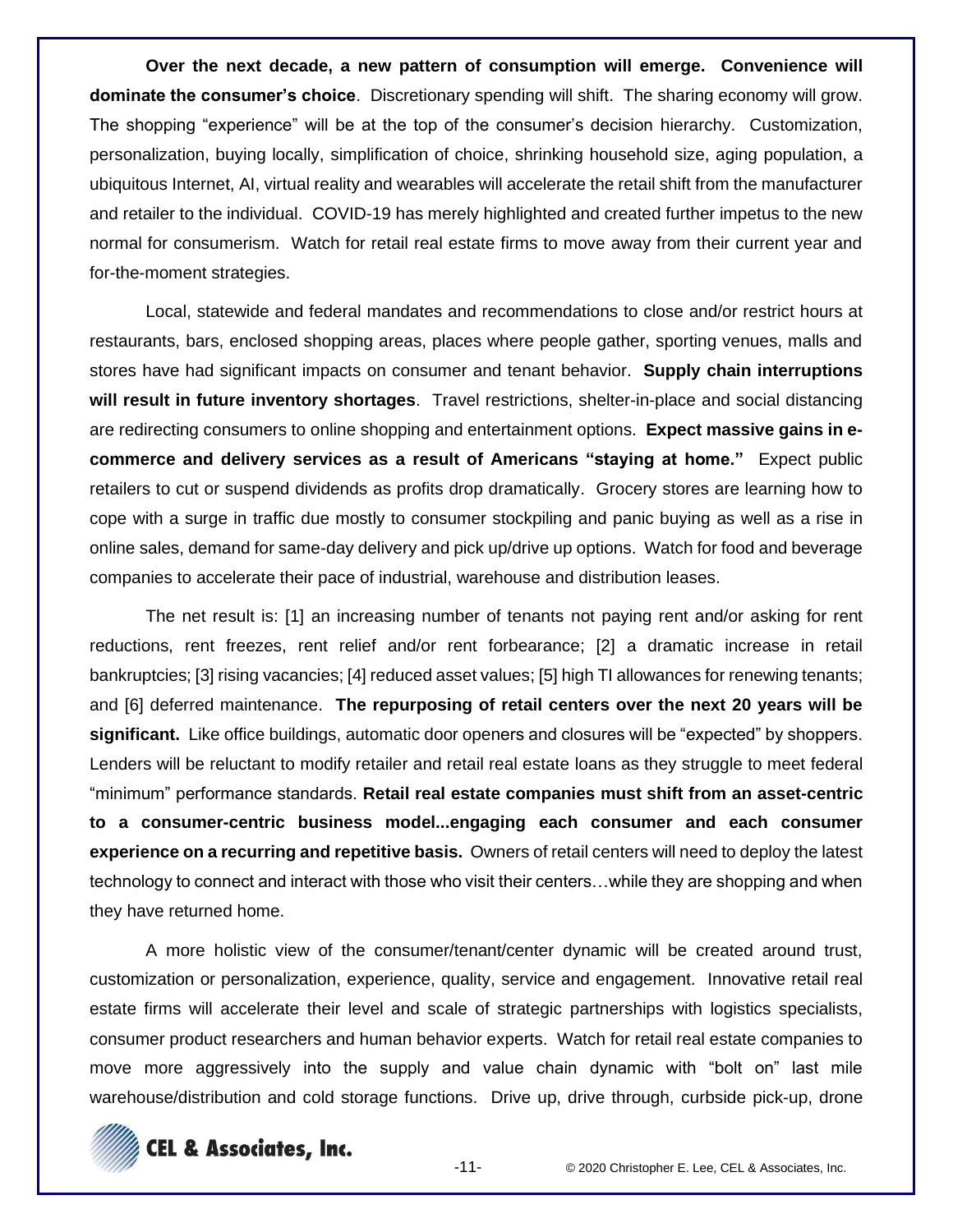**Over the next decade, a new pattern of consumption will emerge. Convenience will dominate the consumer's choice**. Discretionary spending will shift. The sharing economy will grow. The shopping "experience" will be at the top of the consumer's decision hierarchy. Customization, personalization, buying locally, simplification of choice, shrinking household size, aging population, a ubiquitous Internet, AI, virtual reality and wearables will accelerate the retail shift from the manufacturer and retailer to the individual. COVID-19 has merely highlighted and created further impetus to the new normal for consumerism. Watch for retail real estate firms to move away from their current year and for-the-moment strategies.

Local, statewide and federal mandates and recommendations to close and/or restrict hours at restaurants, bars, enclosed shopping areas, places where people gather, sporting venues, malls and stores have had significant impacts on consumer and tenant behavior. **Supply chain interruptions will result in future inventory shortages**. Travel restrictions, shelter-in-place and social distancing are redirecting consumers to online shopping and entertainment options. **Expect massive gains in e-commerce and delivery services as a result of Americans "staying at home."** Expect public retailers to cut or suspend dividends as profits drop dramatically. Grocery stores are learning how to cope with a surge in traffic due mostly to consumer stockpiling and panic buying as well as a rise in online sales, demand for same-day delivery and pick up/drive up options. Watch for food and beverage companies to accelerate their pace of industrial, warehouse and distribution leases.

The net result is: [1] an increasing number of tenants not paying rent and/or asking for rent reductions, rent freezes, rent relief and/or rent forbearance; [2] a dramatic increase in retail bankruptcies; [3] rising vacancies; [4] reduced asset values; [5] high TI allowances for renewing tenants; and [6] deferred maintenance. **The repurposing of retail centers over the next 20 years will be significant.** Like office buildings, automatic door openers and closures will be "expected" by shoppers. Lenders will be reluctant to modify retailer and retail real estate loans as they struggle to meet federal "minimum" performance standards. **Retail real estate companies must shift from an asset-centric to a consumer-centric business model...engaging each consumer and each consumer experience on a recurring and repetitive basis.** Owners of retail centers will need to deploy the latest technology to connect and interact with those who visit their centers…while they are shopping and when they have returned home.

A more holistic view of the consumer/tenant/center dynamic will be created around trust, customization or personalization, experience, quality, service and engagement. Innovative retail real estate firms will accelerate their level and scale of strategic partnerships with logistics specialists, consumer product researchers and human behavior experts. Watch for retail real estate companies to move more aggressively into the supply and value chain dynamic with "bolt on" last mile warehouse/distribution and cold storage functions. Drive up, drive through, curbside pick-up, drone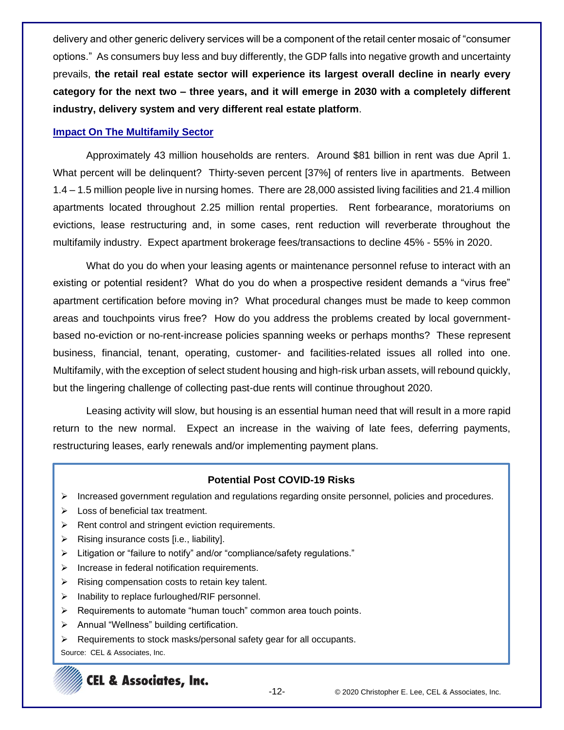delivery and other generic delivery services will be a component of the retail center mosaic of "consumer options." As consumers buy less and buy differently, the GDP falls into negative growth and uncertainty prevails, **the retail real estate sector will experience its largest overall decline in nearly every category for the next two – three years, and it will emerge in 2030 with a completely different industry, delivery system and very different real estate platform**.

## Impact On The Multifamily Sector

Approximately 43 million households are renters. Around $81 billion in rent was due April 1. What percent will be delinquent? Thirty-seven percent [37%] of renters live in apartments. Between 1.4 – 1.5 million people live in nursing homes. There are 28,000 assisted living facilities and 21.4 million apartments located throughout 2.25 million rental properties. Rent forbearance, moratoriums on evictions, lease restructuring and, in some cases, rent reduction will reverberate throughout the multifamily industry. Expect apartment brokerage fees/transactions to decline 45% - 55% in 2020.

What do you do when your leasing agents or maintenance personnel refuse to interact with an existing or potential resident? What do you do when a prospective resident demands a "virus free" apartment certification before moving in? What procedural changes must be made to keep common areas and touchpoints virus free? How do you address the problems created by local government-based no-eviction or no-rent-increase policies spanning weeks or perhaps months? These represent business, financial, tenant, operating, customer- and facilities-related issues all rolled into one. Multifamily, with the exception of select student housing and high-risk urban assets, will rebound quickly, but the lingering challenge of collecting past-due rents will continue throughout 2020.

Leasing activity will slow, but housing is an essential human need that will result in a more rapid return to the new normal. Expect an increase in the waiving of late fees, deferring payments, restructuring leases, early renewals and/or implementing payment plans.

**Potential Post COVID-19 Risks**

- Increased government regulation and regulations regarding onsite personnel, policies and procedures.
- Loss of beneficial tax treatment.
- Rent control and stringent eviction requirements.
- Rising insurance costs [i.e., liability].
- Litigation or "failure to notify" and/or "compliance/safety regulations."
- Increase in federal notification requirements.
- Rising compensation costs to retain key talent.
- Inability to replace furloughed/RIF personnel.
- Requirements to automate "human touch" common area touch points.
- Annual "Wellness" building certification.
- Requirements to stock masks/personal safety gear for all occupants.

Source: CEL & Associates, Inc.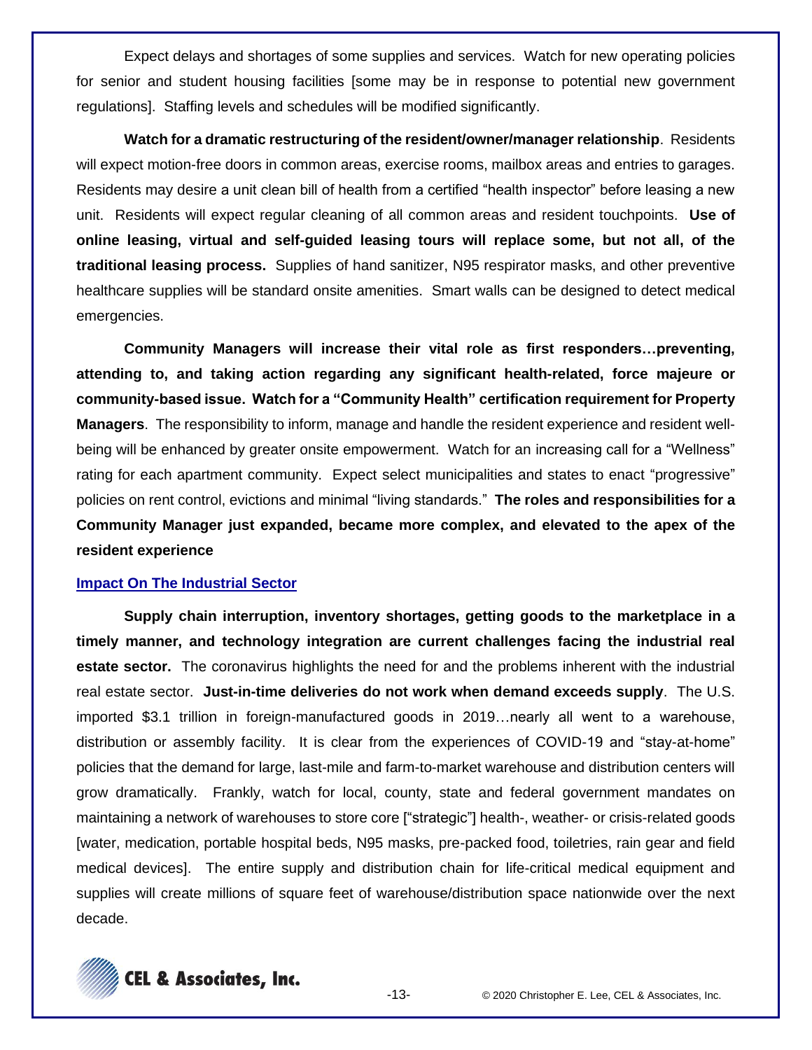Expect delays and shortages of some supplies and services. Watch for new operating policies for senior and student housing facilities [some may be in response to potential new government regulations]. Staffing levels and schedules will be modified significantly.

**Watch for a dramatic restructuring of the resident/owner/manager relationship**. Residents will expect motion-free doors in common areas, exercise rooms, mailbox areas and entries to garages. Residents may desire a unit clean bill of health from a certified "health inspector" before leasing a new unit. Residents will expect regular cleaning of all common areas and resident touchpoints. **Use of online leasing, virtual and self-guided leasing tours will replace some, but not all, of the traditional leasing process.** Supplies of hand sanitizer, N95 respirator masks, and other preventive healthcare supplies will be standard onsite amenities. Smart walls can be designed to detect medical emergencies.

**Community Managers will increase their vital role as first responders…preventing, attending to, and taking action regarding any significant health-related, force majeure or community-based issue. Watch for a "Community Health" certification requirement for Property Managers**. The responsibility to inform, manage and handle the resident experience and resident well-being will be enhanced by greater onsite empowerment. Watch for an increasing call for a "Wellness" rating for each apartment community. Expect select municipalities and states to enact "progressive" policies on rent control, evictions and minimal "living standards." **The roles and responsibilities for a Community Manager just expanded, became more complex, and elevated to the apex of the resident experience**

## Impact On The Industrial Sector

**Supply chain interruption, inventory shortages, getting goods to the marketplace in a timely manner, and technology integration are current challenges facing the industrial real estate sector.** The coronavirus highlights the need for and the problems inherent with the industrial real estate sector. **Just-in-time deliveries do not work when demand exceeds supply**. The U.S. imported $3.1 trillion in foreign-manufactured goods in 2019…nearly all went to a warehouse, distribution or assembly facility. It is clear from the experiences of COVID-19 and "stay-at-home" policies that the demand for large, last-mile and farm-to-market warehouse and distribution centers will grow dramatically. Frankly, watch for local, county, state and federal government mandates on maintaining a network of warehouses to store core ["strategic"] health-, weather- or crisis-related goods [water, medication, portable hospital beds, N95 masks, pre-packed food, toiletries, rain gear and field medical devices]. The entire supply and distribution chain for life-critical medical equipment and supplies will create millions of square feet of warehouse/distribution space nationwide over the next decade.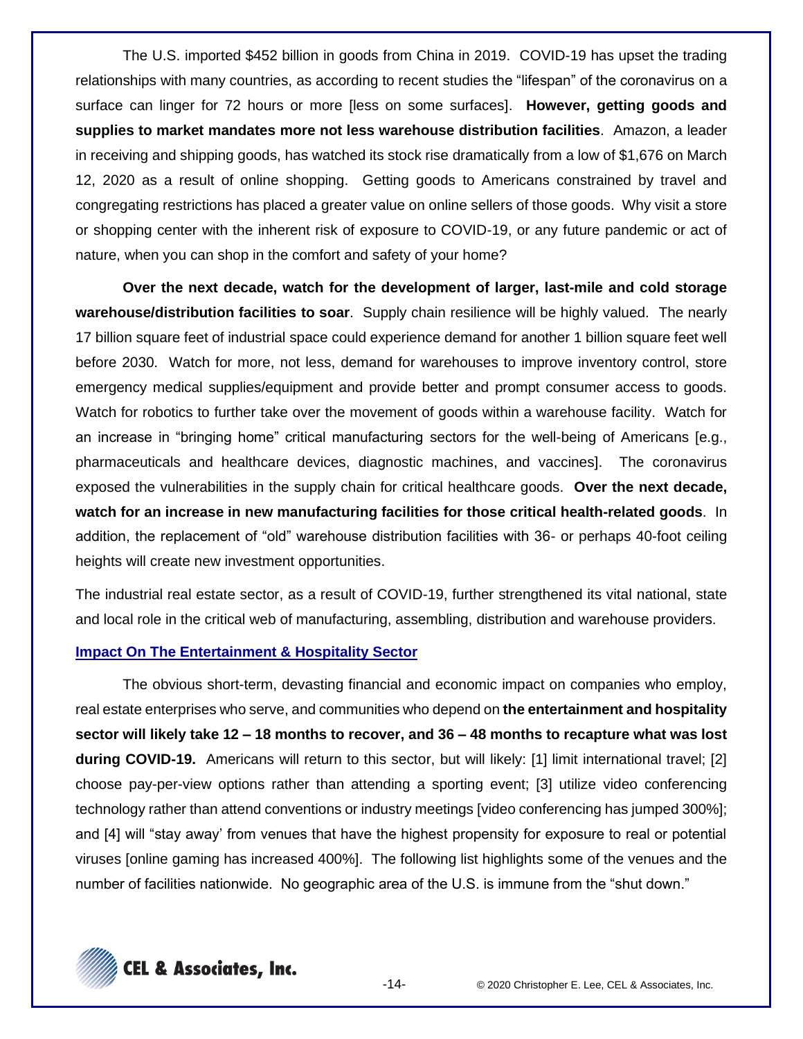The U.S. imported $452 billion in goods from China in 2019. COVID-19 has upset the trading relationships with many countries, as according to recent studies the "lifespan" of the coronavirus on a surface can linger for 72 hours or more [less on some surfaces]. **However, getting goods and supplies to market mandates more not less warehouse distribution facilities**. Amazon, a leader in receiving and shipping goods, has watched its stock rise dramatically from a low of $1,676 on March 12, 2020 as a result of online shopping. Getting goods to Americans constrained by travel and congregating restrictions has placed a greater value on online sellers of those goods. Why visit a store or shopping center with the inherent risk of exposure to COVID-19, or any future pandemic or act of nature, when you can shop in the comfort and safety of your home?

**Over the next decade, watch for the development of larger, last-mile and cold storage warehouse/distribution facilities to soar**. Supply chain resilience will be highly valued. The nearly 17 billion square feet of industrial space could experience demand for another 1 billion square feet well before 2030. Watch for more, not less, demand for warehouses to improve inventory control, store emergency medical supplies/equipment and provide better and prompt consumer access to goods. Watch for robotics to further take over the movement of goods within a warehouse facility. Watch for an increase in "bringing home" critical manufacturing sectors for the well-being of Americans [e.g., pharmaceuticals and healthcare devices, diagnostic machines, and vaccines]. The coronavirus exposed the vulnerabilities in the supply chain for critical healthcare goods. **Over the next decade, watch for an increase in new manufacturing facilities for those critical health-related goods**. In addition, the replacement of "old" warehouse distribution facilities with 36- or perhaps 40-foot ceiling heights will create new investment opportunities.

The industrial real estate sector, as a result of COVID-19, further strengthened its vital national, state and local role in the critical web of manufacturing, assembling, distribution and warehouse providers.

## Impact On The Entertainment & Hospitality Sector

The obvious short-term, devasting financial and economic impact on companies who employ, real estate enterprises who serve, and communities who depend on **the entertainment and hospitality sector will likely take 12 – 18 months to recover, and 36 – 48 months to recapture what was lost during COVID-19.** Americans will return to this sector, but will likely: [1] limit international travel; [2] choose pay-per-view options rather than attending a sporting event; [3] utilize video conferencing technology rather than attend conventions or industry meetings [video conferencing has jumped 300%]; and [4] will "stay away' from venues that have the highest propensity for exposure to real or potential viruses [online gaming has increased 400%]. The following list highlights some of the venues and the number of facilities nationwide. No geographic area of the U.S. is immune from the "shut down."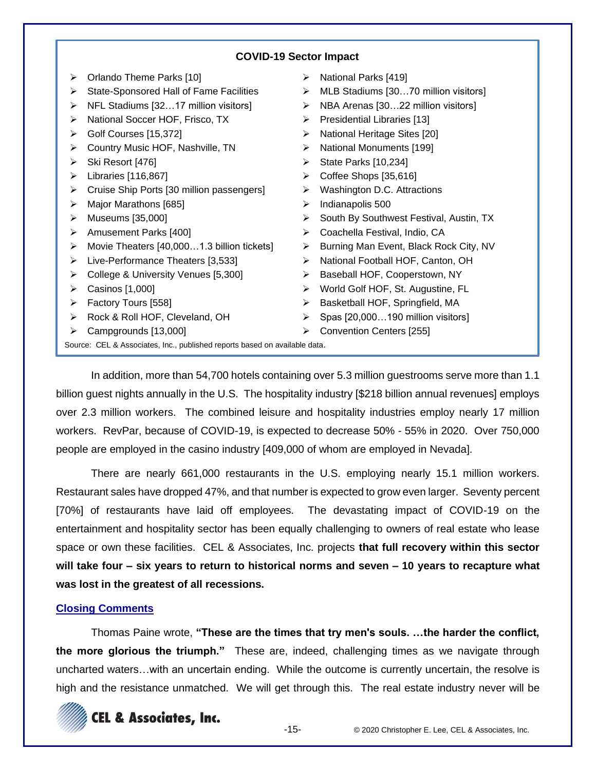**COVID-19 Sector Impact**

- Orlando Theme Parks [10]
- State-Sponsored Hall of Fame Facilities
- NFL Stadiums [32…17 million visitors]
- National Soccer HOF, Frisco, TX
- Golf Courses [15,372]
- Country Music HOF, Nashville, TN
- Ski Resort [476]
- Libraries [116,867]
- Cruise Ship Ports [30 million passengers]
- Major Marathons [685]
- Museums [35,000]
- Amusement Parks [400]
- Movie Theaters [40,000…1.3 billion tickets]
- Live-Performance Theaters [3,533]
- College & University Venues [5,300]
- Casinos [1,000]
- Factory Tours [558]
- Rock & Roll HOF, Cleveland, OH
- Campgrounds [13,000]
- National Parks [419]
- MLB Stadiums [30…70 million visitors]
- NBA Arenas [30…22 million visitors]
- Presidential Libraries [13]
- National Heritage Sites [20]
- National Monuments [199]
- State Parks [10,234]
- Coffee Shops [35,616]
- Washington D.C. Attractions
- Indianapolis 500
- South By Southwest Festival, Austin, TX
- Coachella Festival, Indio, CA
- Burning Man Event, Black Rock City, NV
- National Football HOF, Canton, OH
- Baseball HOF, Cooperstown, NY
- World Golf HOF, St. Augustine, FL
- Basketball HOF, Springfield, MA
- Spas [20,000…190 million visitors]
- Convention Centers [255]

Source: CEL & Associates, Inc., published reports based on available data.

In addition, more than 54,700 hotels containing over 5.3 million guestrooms serve more than 1.1 billion guest nights annually in the U.S. The hospitality industry [$218 billion annual revenues] employs over 2.3 million workers. The combined leisure and hospitality industries employ nearly 17 million workers. RevPar, because of COVID-19, is expected to decrease 50% - 55% in 2020. Over 750,000 people are employed in the casino industry [409,000 of whom are employed in Nevada].

There are nearly 661,000 restaurants in the U.S. employing nearly 15.1 million workers. Restaurant sales have dropped 47%, and that number is expected to grow even larger. Seventy percent [70%] of restaurants have laid off employees. The devastating impact of COVID-19 on the entertainment and hospitality sector has been equally challenging to owners of real estate who lease space or own these facilities. CEL & Associates, Inc. projects **that full recovery within this sector will take four – six years to return to historical norms and seven – 10 years to recapture what was lost in the greatest of all recessions.**

## Closing Comments

Thomas Paine wrote, **"These are the times that try men's souls. …the harder the conflict, the more glorious the triumph."** These are, indeed, challenging times as we navigate through uncharted waters…with an uncertain ending. While the outcome is currently uncertain, the resolve is high and the resistance unmatched. We will get through this. The real estate industry never will be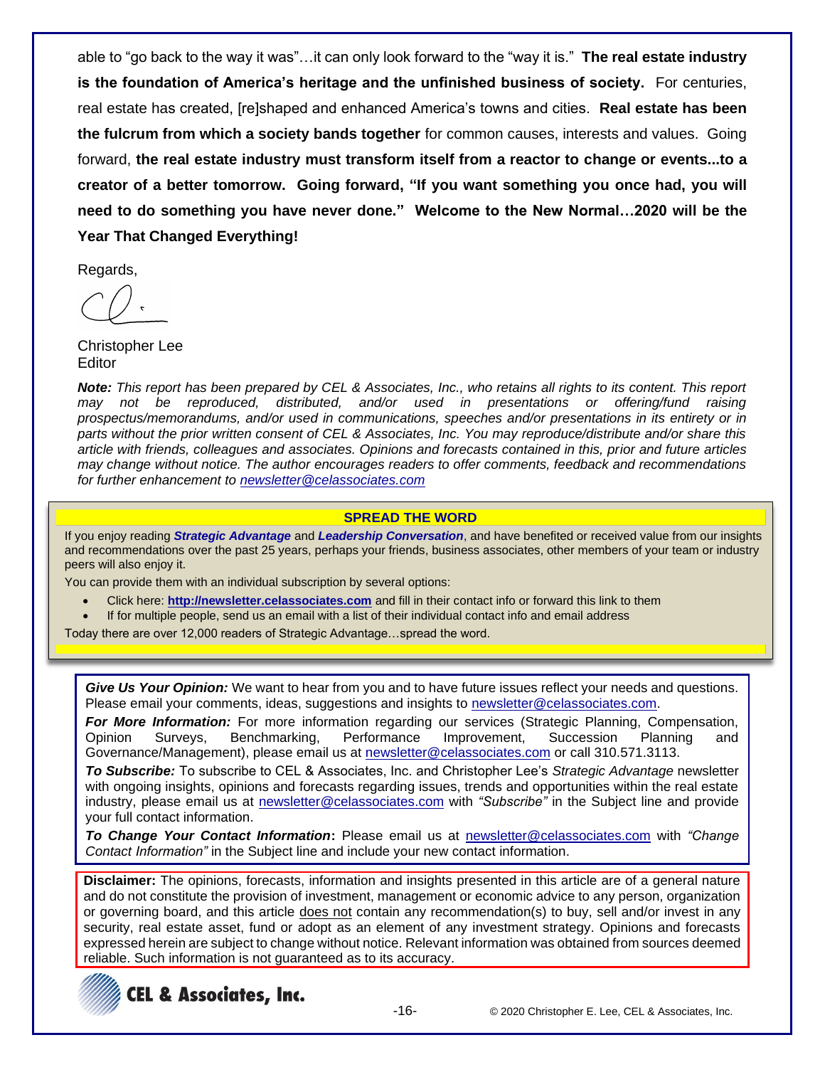able to "go back to the way it was"…it can only look forward to the "way it is." **The real estate industry is the foundation of America's heritage and the unfinished business of society.** For centuries, real estate has created, [re]shaped and enhanced America's towns and cities. **Real estate has been the fulcrum from which a society bands together** for common causes, interests and values. Going forward, **the real estate industry must transform itself from a reactor to change or events...to a creator of a better tomorrow. Going forward, "If you want something you once had, you will need to do something you have never done." Welcome to the New Normal…2020 will be the Year That Changed Everything!**

Regards,

Christopher Lee
Editor

***Note:*** *This report has been prepared by CEL & Associates, Inc., who retains all rights to its content. This report may not be reproduced, distributed, and/or used in presentations or offering/fund raising prospectus/memorandums, and/or used in communications, speeches and/or presentations in its entirety or in parts without the prior written consent of CEL & Associates, Inc. You may reproduce/distribute and/or share this article with friends, colleagues and associates. Opinions and forecasts contained in this, prior and future articles may change without notice. The author encourages readers to offer comments, feedback and recommendations for further enhancement to newsletter@celassociates.com*

**SPREAD THE WORD**

If you enjoy reading ***Strategic Advantage*** and ***Leadership Conversation***, and have benefited or received value from our insights and recommendations over the past 25 years, perhaps your friends, business associates, other members of your team or industry peers will also enjoy it.

You can provide them with an individual subscription by several options:

- Click here: **http://newsletter.celassociates.com** and fill in their contact info or forward this link to them
- If for multiple people, send us an email with a list of their individual contact info and email address

Today there are over 12,000 readers of Strategic Advantage…spread the word.

***Give Us Your Opinion:*** We want to hear from you and to have future issues reflect your needs and questions. Please email your comments, ideas, suggestions and insights to newsletter@celassociates.com.

***For More Information:*** For more information regarding our services (Strategic Planning, Compensation, Opinion Surveys, Benchmarking, Performance Improvement, Succession Planning and Governance/Management), please email us at newsletter@celassociates.com or call 310.571.3113.

***To Subscribe:*** To subscribe to CEL & Associates, Inc. and Christopher Lee's *Strategic Advantage* newsletter with ongoing insights, opinions and forecasts regarding issues, trends and opportunities within the real estate industry, please email us at newsletter@celassociates.com with *"Subscribe"* in the Subject line and provide your full contact information.

***To Change Your Contact Information*:** Please email us at newsletter@celassociates.com with *"Change Contact Information"* in the Subject line and include your new contact information.

**Disclaimer:** The opinions, forecasts, information and insights presented in this article are of a general nature and do not constitute the provision of investment, management or economic advice to any person, organization or governing board, and this article does not contain any recommendation(s) to buy, sell and/or invest in any security, real estate asset, fund or adopt as an element of any investment strategy. Opinions and forecasts expressed herein are subject to change without notice. Relevant information was obtained from sources deemed reliable. Such information is not guaranteed as to its accuracy.

CEL & Associates, Inc.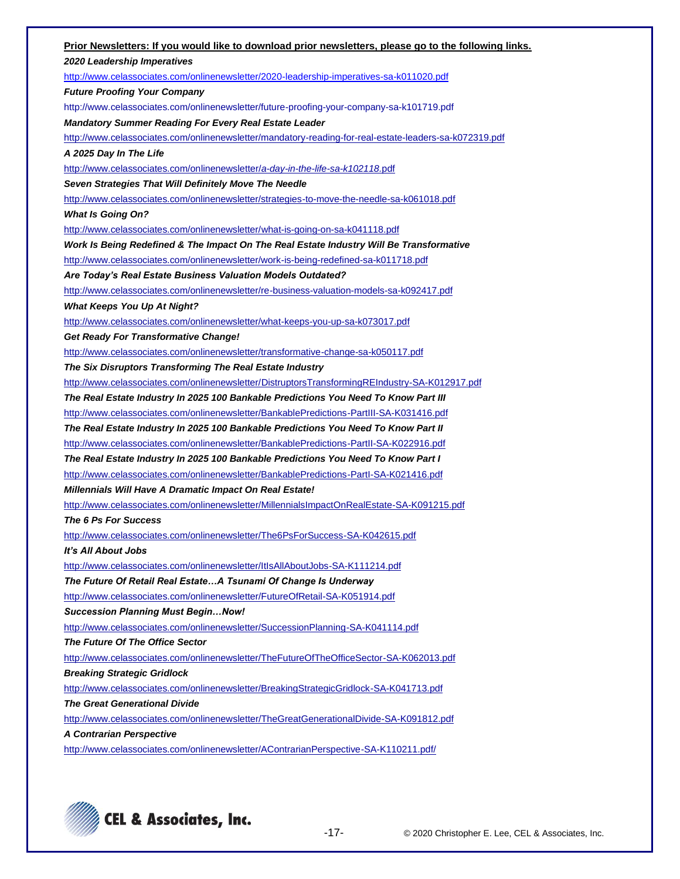**Prior Newsletters: If you would like to download prior newsletters, please go to the following links.**

***2020 Leadership Imperatives***

http://www.celassociates.com/onlinenewsletter/2020-leadership-imperatives-sa-k011020.pdf

***Future Proofing Your Company***

http://www.celassociates.com/onlinenewsletter/future-proofing-your-company-sa-k101719.pdf

***Mandatory Summer Reading For Every Real Estate Leader***

http://www.celassociates.com/onlinenewsletter/mandatory-reading-for-real-estate-leaders-sa-k072319.pdf

***A 2025 Day In The Life***

http://www.celassociates.com/onlinenewsletter/a-day-in-the-life-sa-k102118.pdf

***Seven Strategies That Will Definitely Move The Needle***

http://www.celassociates.com/onlinenewsletter/strategies-to-move-the-needle-sa-k061018.pdf

***What Is Going On?***

http://www.celassociates.com/onlinenewsletter/what-is-going-on-sa-k041118.pdf

***Work Is Being Redefined & The Impact On The Real Estate Industry Will Be Transformative***

http://www.celassociates.com/onlinenewsletter/work-is-being-redefined-sa-k011718.pdf

***Are Today's Real Estate Business Valuation Models Outdated?***

http://www.celassociates.com/onlinenewsletter/re-business-valuation-models-sa-k092417.pdf

***What Keeps You Up At Night?***

http://www.celassociates.com/onlinenewsletter/what-keeps-you-up-sa-k073017.pdf

***Get Ready For Transformative Change!***

http://www.celassociates.com/onlinenewsletter/transformative-change-sa-k050117.pdf

***The Six Disruptors Transforming The Real Estate Industry***

http://www.celassociates.com/onlinenewsletter/DistruptorsTransformingREIndustry-SA-K012917.pdf

***The Real Estate Industry In 2025 100 Bankable Predictions You Need To Know Part III***

http://www.celassociates.com/onlinenewsletter/BankablePredictions-PartIII-SA-K031416.pdf

***The Real Estate Industry In 2025 100 Bankable Predictions You Need To Know Part II***

http://www.celassociates.com/onlinenewsletter/BankablePredictions-PartII-SA-K022916.pdf

***The Real Estate Industry In 2025 100 Bankable Predictions You Need To Know Part I***

http://www.celassociates.com/onlinenewsletter/BankablePredictions-PartI-SA-K021416.pdf

***Millennials Will Have A Dramatic Impact On Real Estate!***

http://www.celassociates.com/onlinenewsletter/MillennialsImpactOnRealEstate-SA-K091215.pdf

***The 6 Ps For Success***

http://www.celassociates.com/onlinenewsletter/The6PsForSuccess-SA-K042615.pdf

***It's All About Jobs***

http://www.celassociates.com/onlinenewsletter/ItIsAllAboutJobs-SA-K111214.pdf

***The Future Of Retail Real Estate…A Tsunami Of Change Is Underway***

http://www.celassociates.com/onlinenewsletter/FutureOfRetail-SA-K051914.pdf

***Succession Planning Must Begin…Now!***

http://www.celassociates.com/onlinenewsletter/SuccessionPlanning-SA-K041114.pdf

***The Future Of The Office Sector***

http://www.celassociates.com/onlinenewsletter/TheFutureOfTheOfficeSector-SA-K062013.pdf

***Breaking Strategic Gridlock***

http://www.celassociates.com/onlinenewsletter/BreakingStrategicGridlock-SA-K041713.pdf

***The Great Generational Divide***

http://www.celassociates.com/onlinenewsletter/TheGreatGenerationalDivide-SA-K091812.pdf

***A Contrarian Perspective***

http://www.celassociates.com/onlinenewsletter/AContrarianPerspective-SA-K110211.pdf/

CEL & Associates, Inc.

© 2020 Christopher E. Lee, CEL & Associates, Inc.